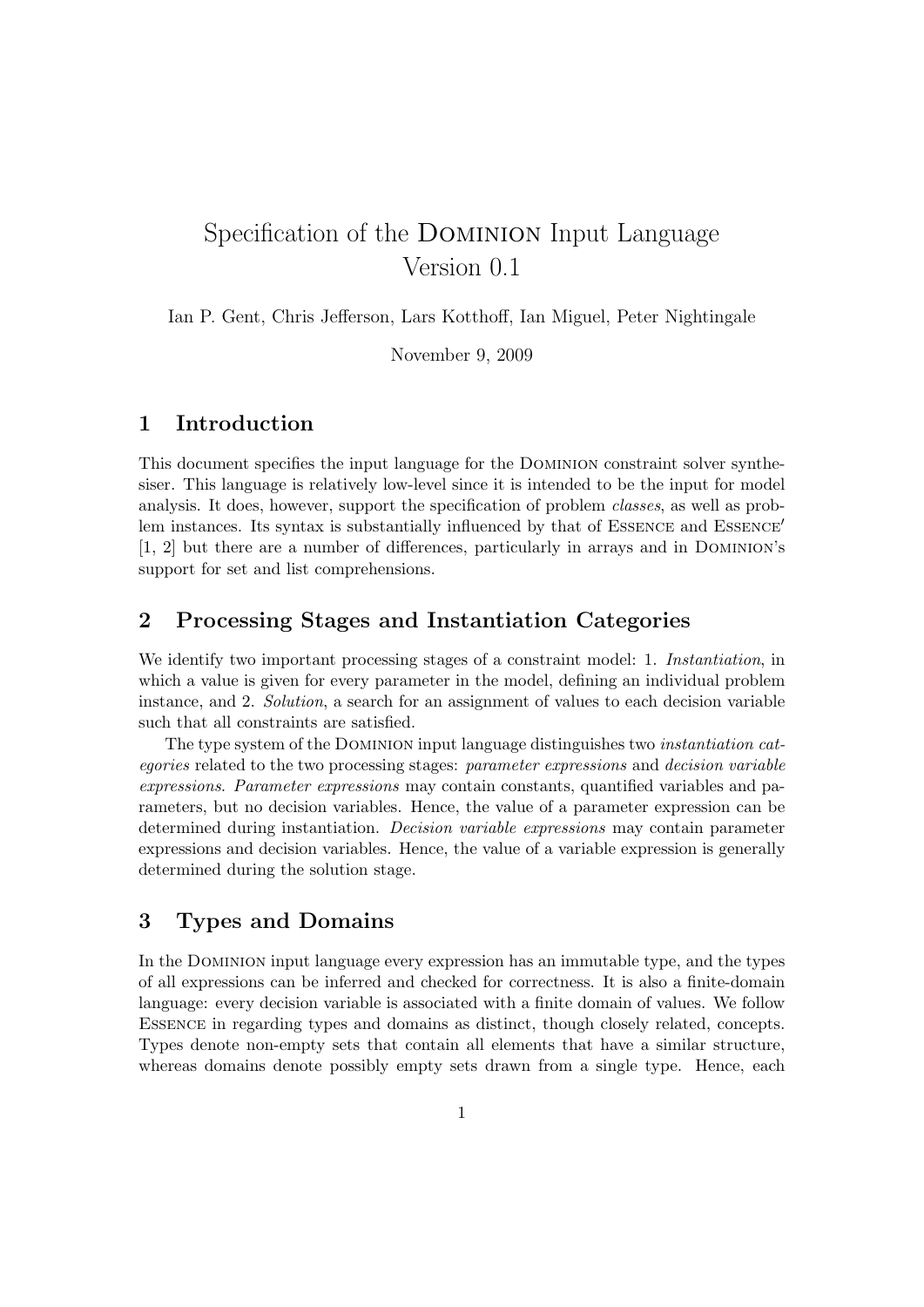# Specification of the Dominion Input Language Version 0.1

Ian P. Gent, Chris Jefferson, Lars Kotthoff, Ian Miguel, Peter Nightingale

November 9, 2009

## 1 Introduction

This document specifies the input language for the Dominion constraint solver synthesiser. This language is relatively low-level since it is intended to be the input for model analysis. It does, however, support the specification of problem *classes*, as well as problem instances. Its syntax is substantially influenced by that of Essence and Essence′ [1, 2] but there are a number of differences, particularly in arrays and in Dominion's support for set and list comprehensions.

## 2 Processing Stages and Instantiation Categories

We identify two important processing stages of a constraint model: 1. *Instantiation*, in which a value is given for every parameter in the model, defining an individual problem instance, and 2. *Solution*, a search for an assignment of values to each decision variable such that all constraints are satisfied.

The type system of the Dominion input language distinguishes two *instantiation categories* related to the two processing stages: *parameter expressions* and *decision variable expressions*. *Parameter expressions* may contain constants, quantified variables and parameters, but no decision variables. Hence, the value of a parameter expression can be determined during instantiation. *Decision variable expressions* may contain parameter expressions and decision variables. Hence, the value of a variable expression is generally determined during the solution stage.

## 3 Types and Domains

In the Dominion input language every expression has an immutable type, and the types of all expressions can be inferred and checked for correctness. It is also a finite-domain language: every decision variable is associated with a finite domain of values. We follow Essence in regarding types and domains as distinct, though closely related, concepts. Types denote non-empty sets that contain all elements that have a similar structure, whereas domains denote possibly empty sets drawn from a single type. Hence, each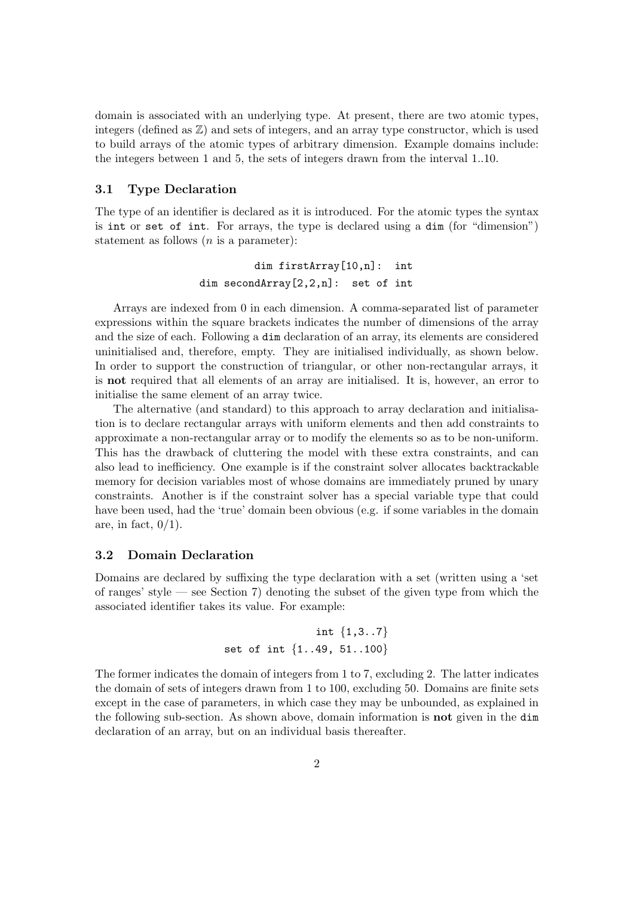domain is associated with an underlying type. At present, there are two atomic types, integers (defined as $\mathbb{Z}$) and sets of integers, and an array type constructor, which is used to build arrays of the atomic types of arbitrary dimension. Example domains include: the integers between 1 and 5, the sets of integers drawn from the interval 1..10.

### 3.1 Type Declaration

The type of an identifier is declared as it is introduced. For the atomic types the syntax is `int` or `set of int`. For arrays, the type is declared using a `dim` (for "dimension") statement as follows ($n$ is a parameter):

```
dim firstArray[10,n]:  int
dim secondArray[2,2,n]:  set of int
```

Arrays are indexed from 0 in each dimension. A comma-separated list of parameter expressions within the square brackets indicates the number of dimensions of the array and the size of each. Following a `dim` declaration of an array, its elements are considered uninitialised and, therefore, empty. They are initialised individually, as shown below. In order to support the construction of triangular, or other non-rectangular arrays, it is **not** required that all elements of an array are initialised. It is, however, an error to initialise the same element of an array twice.

The alternative (and standard) to this approach to array declaration and initialisation is to declare rectangular arrays with uniform elements and then add constraints to approximate a non-rectangular array or to modify the elements so as to be non-uniform. This has the drawback of cluttering the model with these extra constraints, and can also lead to inefficiency. One example is if the constraint solver allocates backtrackable memory for decision variables most of whose domains are immediately pruned by unary constraints. Another is if the constraint solver has a special variable type that could have been used, had the 'true' domain been obvious (e.g. if some variables in the domain are, in fact, 0/1).

### 3.2 Domain Declaration

Domains are declared by suffixing the type declaration with a set (written using a 'set of ranges' style — see Section 7) denoting the subset of the given type from which the associated identifier takes its value. For example:

```
int {1,3..7}
set of int {1..49, 51..100}
```

The former indicates the domain of integers from 1 to 7, excluding 2. The latter indicates the domain of sets of integers drawn from 1 to 100, excluding 50. Domains are finite sets except in the case of parameters, in which case they may be unbounded, as explained in the following sub-section. As shown above, domain information is **not** given in the `dim` declaration of an array, but on an individual basis thereafter.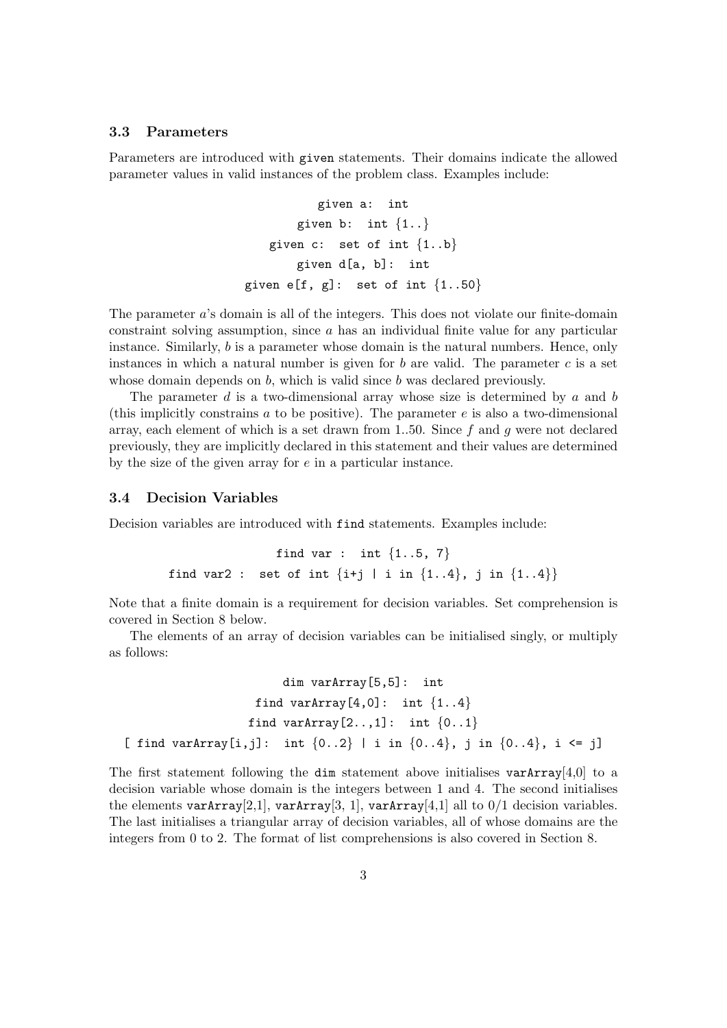### 3.3 Parameters

Parameters are introduced with `given` statements. Their domains indicate the allowed parameter values in valid instances of the problem class. Examples include:

```
given a:  int
given b:  int {1..}
given c:  set of int {1..b}
given d[a, b]:  int
given e[f, g]:  set of int {1..50}
```

The parameter $a$'s domain is all of the integers. This does not violate our finite-domain constraint solving assumption, since $a$ has an individual finite value for any particular instance. Similarly, $b$ is a parameter whose domain is the natural numbers. Hence, only instances in which a natural number is given for $b$ are valid. The parameter $c$ is a set whose domain depends on $b$, which is valid since $b$ was declared previously.

The parameter $d$ is a two-dimensional array whose size is determined by $a$ and $b$ (this implicitly constrains $a$ to be positive). The parameter $e$ is also a two-dimensional array, each element of which is a set drawn from 1..50. Since $f$ and $g$ were not declared previously, they are implicitly declared in this statement and their values are determined by the size of the given array for $e$ in a particular instance.

### 3.4 Decision Variables

Decision variables are introduced with `find` statements. Examples include:

```
find var :  int {1..5, 7}
find var2 :  set of int {i+j | i in {1..4}, j in {1..4}}
```

Note that a finite domain is a requirement for decision variables. Set comprehension is covered in Section 8 below.

The elements of an array of decision variables can be initialised singly, or multiply as follows:

```
dim varArray[5,5]:  int
find varArray[4,0]:  int {1..4}
find varArray[2..,1]:  int {0..1}
[ find varArray[i,j]:  int {0..2} | i in {0..4}, j in {0..4}, i <= j]
```

The first statement following the `dim` statement above initialises `varArray`[4,0] to a decision variable whose domain is the integers between 1 and 4. The second initialises the elements `varArray`[2,1], `varArray`[3, 1], `varArray`[4,1] all to 0/1 decision variables. The last initialises a triangular array of decision variables, all of whose domains are the integers from 0 to 2. The format of list comprehensions is also covered in Section 8.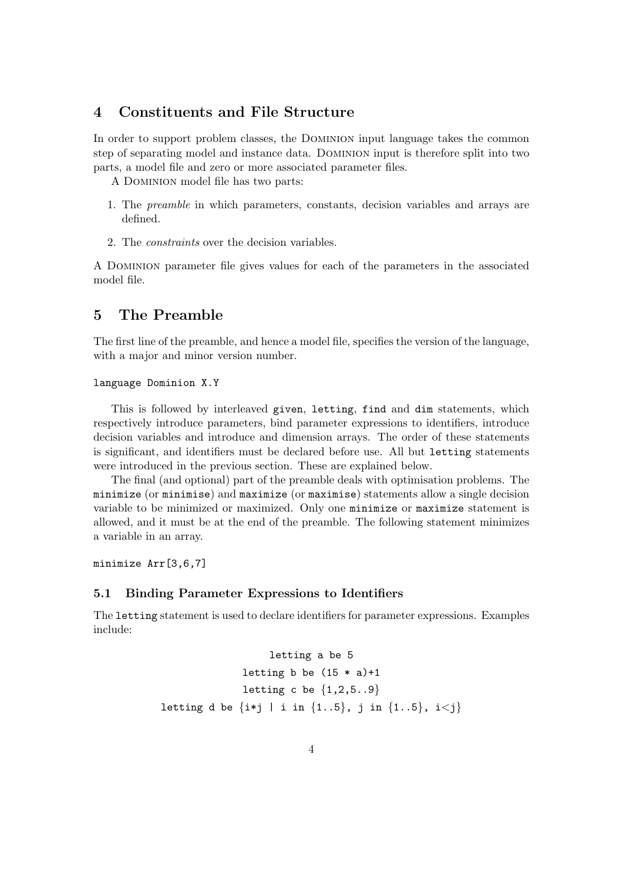## 4 Constituents and File Structure

In order to support problem classes, the Dominion input language takes the common step of separating model and instance data. Dominion input is therefore split into two parts, a model file and zero or more associated parameter files.

A Dominion model file has two parts:

1. The *preamble* in which parameters, constants, decision variables and arrays are defined.
2. The *constraints* over the decision variables.

A Dominion parameter file gives values for each of the parameters in the associated model file.

## 5 The Preamble

The first line of the preamble, and hence a model file, specifies the version of the language, with a major and minor version number.

```
language Dominion X.Y
```

This is followed by interleaved `given`, `letting`, `find` and `dim` statements, which respectively introduce parameters, bind parameter expressions to identifiers, introduce decision variables and introduce and dimension arrays. The order of these statements is significant, and identifiers must be declared before use. All but `letting` statements were introduced in the previous section. These are explained below.

The final (and optional) part of the preamble deals with optimisation problems. The `minimize` (or `minimise`) and `maximize` (or `maximise`) statements allow a single decision variable to be minimized or maximized. Only one `minimize` or `maximize` statement is allowed, and it must be at the end of the preamble. The following statement minimizes a variable in an array.

```
minimize Arr[3,6,7]
```

### 5.1 Binding Parameter Expressions to Identifiers

The `letting` statement is used to declare identifiers for parameter expressions. Examples include:

```
letting a be 5
letting b be (15 * a)+1
letting c be {1,2,5..9}
letting d be {i*j | i in {1..5}, j in {1..5}, i<j}
```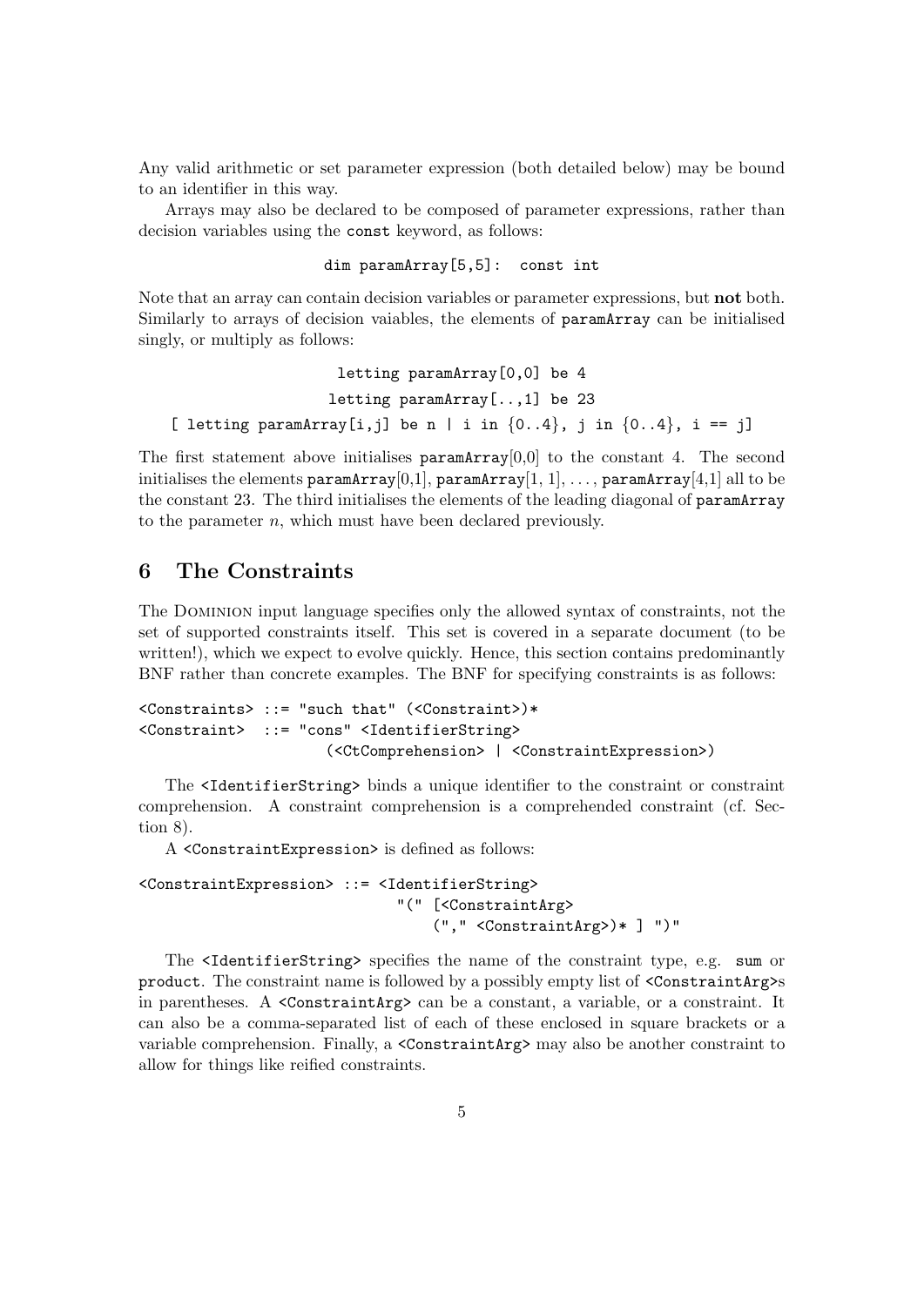Any valid arithmetic or set parameter expression (both detailed below) may be bound to an identifier in this way.

Arrays may also be declared to be composed of parameter expressions, rather than decision variables using the `const` keyword, as follows:

```
dim paramArray[5,5]:  const int
```

Note that an array can contain decision variables or parameter expressions, but **not** both. Similarly to arrays of decision vaiables, the elements of `paramArray` can be initialised singly, or multiply as follows:

```
letting paramArray[0,0] be 4
letting paramArray[..,1] be 23
[ letting paramArray[i,j] be n | i in {0..4}, j in {0..4}, i == j]
```

The first statement above initialises `paramArray`[0,0] to the constant 4. The second initialises the elements `paramArray`[0,1], `paramArray`[1, 1], ..., `paramArray`[4,1] all to be the constant 23. The third initialises the elements of the leading diagonal of `paramArray` to the parameter $n$, which must have been declared previously.

## 6 The Constraints

The Dominion input language specifies only the allowed syntax of constraints, not the set of supported constraints itself. This set is covered in a separate document (to be written!), which we expect to evolve quickly. Hence, this section contains predominantly BNF rather than concrete examples. The BNF for specifying constraints is as follows:

```
<Constraints> ::= "such that" (<Constraint>)*
<Constraint>  ::= "cons" <IdentifierString>
                    (<CtComprehension> | <ConstraintExpression>)
```

The `<IdentifierString>` binds a unique identifier to the constraint or constraint comprehension. A constraint comprehension is a comprehended constraint (cf. Section 8).

A `<ConstraintExpression>` is defined as follows:

```
<ConstraintExpression> ::= <IdentifierString>
                             "(" [<ConstraintArg>
                                 ("," <ConstraintArg>)* ] ")"
```

The `<IdentifierString>` specifies the name of the constraint type, e.g. `sum` or `product`. The constraint name is followed by a possibly empty list of `<ConstraintArg>`s in parentheses. A `<ConstraintArg>` can be a constant, a variable, or a constraint. It can also be a comma-separated list of each of these enclosed in square brackets or a variable comprehension. Finally, a `<ConstraintArg>` may also be another constraint to allow for things like reified constraints.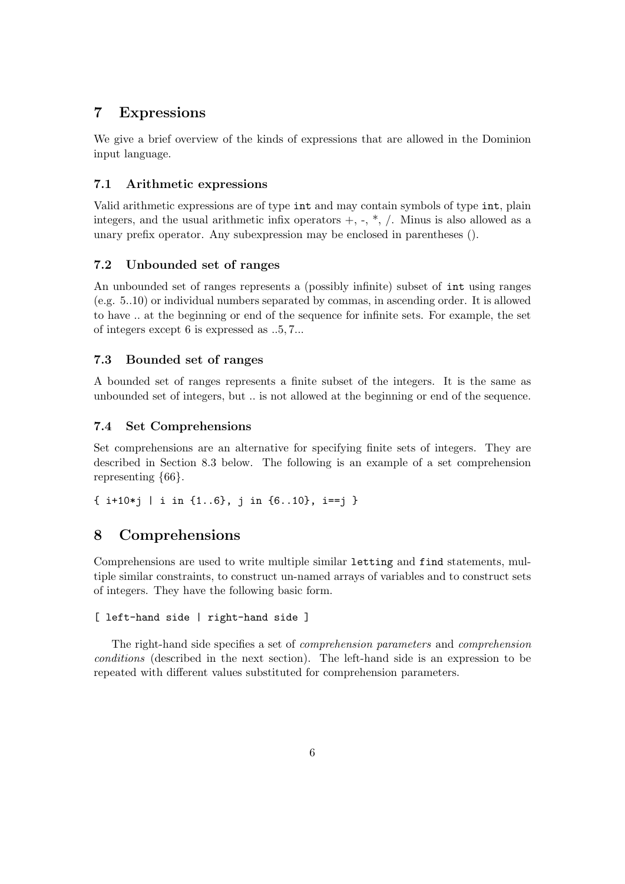## 7 Expressions

We give a brief overview of the kinds of expressions that are allowed in the Dominion input language.

### 7.1 Arithmetic expressions

Valid arithmetic expressions are of type `int` and may contain symbols of type `int`, plain integers, and the usual arithmetic infix operators +, -, *, /. Minus is also allowed as a unary prefix operator. Any subexpression may be enclosed in parentheses ().

### 7.2 Unbounded set of ranges

An unbounded set of ranges represents a (possibly infinite) subset of `int` using ranges (e.g. 5..10) or individual numbers separated by commas, in ascending order. It is allowed to have .. at the beginning or end of the sequence for infinite sets. For example, the set of integers except 6 is expressed as ..5, 7...

### 7.3 Bounded set of ranges

A bounded set of ranges represents a finite subset of the integers. It is the same as unbounded set of integers, but .. is not allowed at the beginning or end of the sequence.

### 7.4 Set Comprehensions

Set comprehensions are an alternative for specifying finite sets of integers. They are described in Section 8.3 below. The following is an example of a set comprehension representing $\{66\}$.

```
{ i+10*j | i in {1..6}, j in {6..10}, i==j }
```

## 8 Comprehensions

Comprehensions are used to write multiple similar `letting` and `find` statements, multiple similar constraints, to construct un-named arrays of variables and to construct sets of integers. They have the following basic form.

```
[ left-hand side | right-hand side ]
```

The right-hand side specifies a set of *comprehension parameters* and *comprehension conditions* (described in the next section). The left-hand side is an expression to be repeated with different values substituted for comprehension parameters.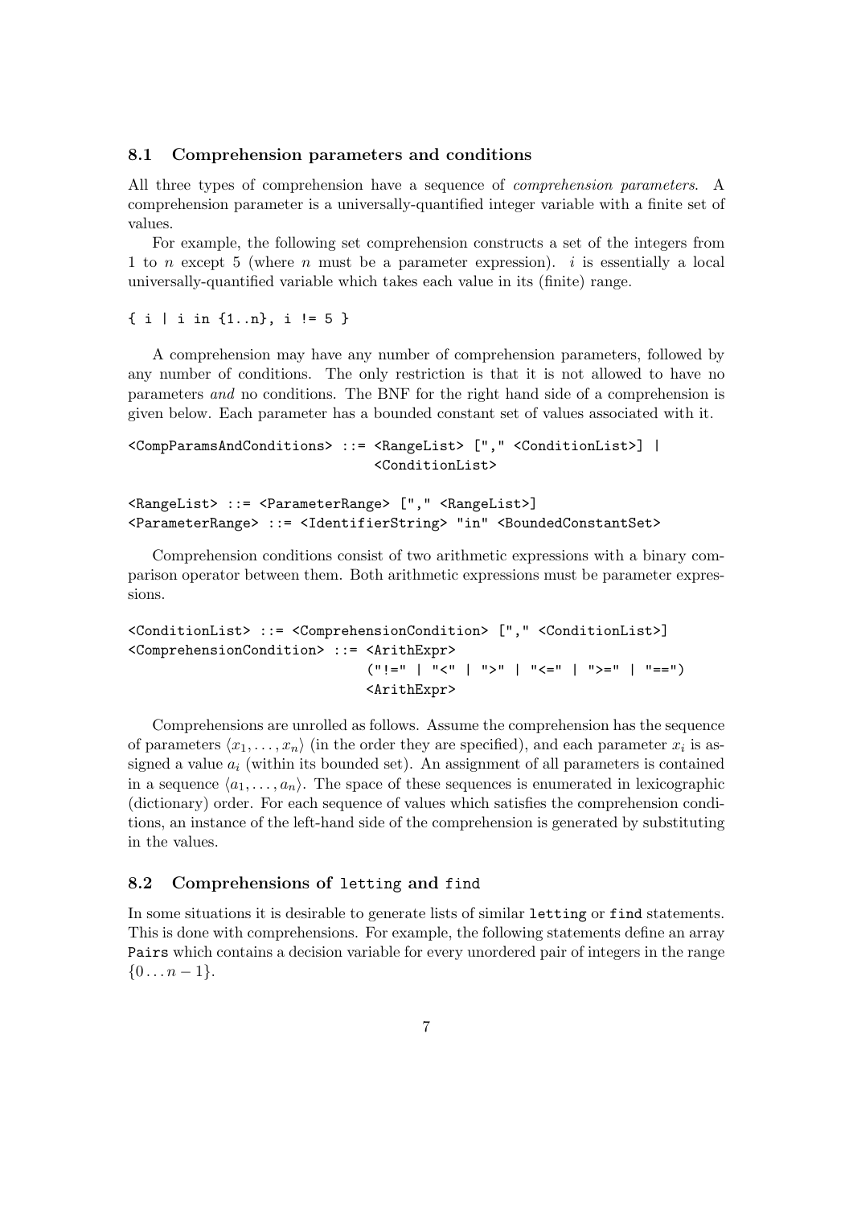### 8.1 Comprehension parameters and conditions

All three types of comprehension have a sequence of *comprehension parameters*. A comprehension parameter is a universally-quantified integer variable with a finite set of values.

For example, the following set comprehension constructs a set of the integers from 1 to $n$ except 5 (where $n$ must be a parameter expression). $i$ is essentially a local universally-quantified variable which takes each value in its (finite) range.

```
{ i | i in {1..n}, i != 5 }
```

A comprehension may have any number of comprehension parameters, followed by any number of conditions. The only restriction is that it is not allowed to have no parameters *and* no conditions. The BNF for the right hand side of a comprehension is given below. Each parameter has a bounded constant set of values associated with it.

```
<CompParamsAndConditions> ::= <RangeList> ["," <ConditionList>] |
                              <ConditionList>

<RangeList> ::= <ParameterRange> ["," <RangeList>]
<ParameterRange> ::= <IdentifierString> "in" <BoundedConstantSet>
```

Comprehension conditions consist of two arithmetic expressions with a binary comparison operator between them. Both arithmetic expressions must be parameter expressions.

```
<ConditionList> ::= <ComprehensionCondition> ["," <ConditionList>]
<ComprehensionCondition> ::= <ArithExpr>
                             ("!=" | "<" | ">" | "<=" | ">=" | "==")
                             <ArithExpr>
```

Comprehensions are unrolled as follows. Assume the comprehension has the sequence of parameters $\langle x_1, \ldots, x_n \rangle$ (in the order they are specified), and each parameter $x_i$ is assigned a value $a_i$ (within its bounded set). An assignment of all parameters is contained in a sequence $\langle a_1, \ldots, a_n \rangle$. The space of these sequences is enumerated in lexicographic (dictionary) order. For each sequence of values which satisfies the comprehension conditions, an instance of the left-hand side of the comprehension is generated by substituting in the values.

### 8.2 Comprehensions of `letting` and `find`

In some situations it is desirable to generate lists of similar `letting` or `find` statements. This is done with comprehensions. For example, the following statements define an array `Pairs` which contains a decision variable for every unordered pair of integers in the range $\{0 \ldots n-1\}$.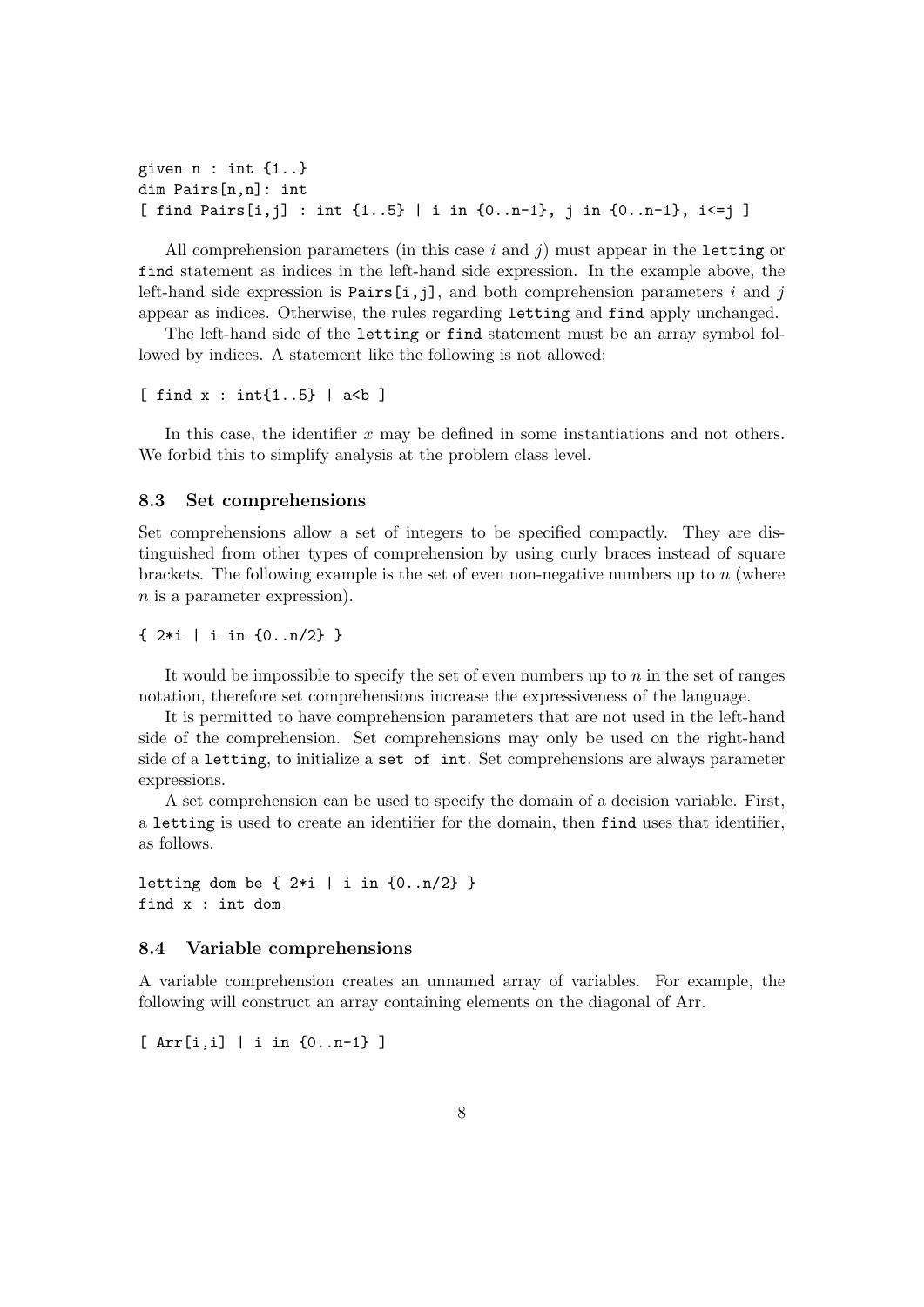```
given n : int {1..}
dim Pairs[n,n]: int
[ find Pairs[i,j] : int {1..5} | i in {0..n-1}, j in {0..n-1}, i<=j ]
```

All comprehension parameters (in this case $i$ and $j$) must appear in the `letting` or `find` statement as indices in the left-hand side expression. In the example above, the left-hand side expression is `Pairs[i,j]`, and both comprehension parameters $i$ and $j$ appear as indices. Otherwise, the rules regarding `letting` and `find` apply unchanged.

The left-hand side of the `letting` or `find` statement must be an array symbol followed by indices. A statement like the following is not allowed:

```
[ find x : int{1..5} | a<b ]
```

In this case, the identifier $x$ may be defined in some instantiations and not others. We forbid this to simplify analysis at the problem class level.

### 8.3 Set comprehensions

Set comprehensions allow a set of integers to be specified compactly. They are distinguished from other types of comprehension by using curly braces instead of square brackets. The following example is the set of even non-negative numbers up to $n$ (where $n$ is a parameter expression).

```
{ 2*i | i in {0..n/2} }
```

It would be impossible to specify the set of even numbers up to $n$ in the set of ranges notation, therefore set comprehensions increase the expressiveness of the language.

It is permitted to have comprehension parameters that are not used in the left-hand side of the comprehension. Set comprehensions may only be used on the right-hand side of a `letting`, to initialize a `set of int`. Set comprehensions are always parameter expressions.

A set comprehension can be used to specify the domain of a decision variable. First, a `letting` is used to create an identifier for the domain, then `find` uses that identifier, as follows.

```
letting dom be { 2*i | i in {0..n/2} }
find x : int dom
```

### 8.4 Variable comprehensions

A variable comprehension creates an unnamed array of variables. For example, the following will construct an array containing elements on the diagonal of Arr.

```
[ Arr[i,i] | i in {0..n-1} ]
```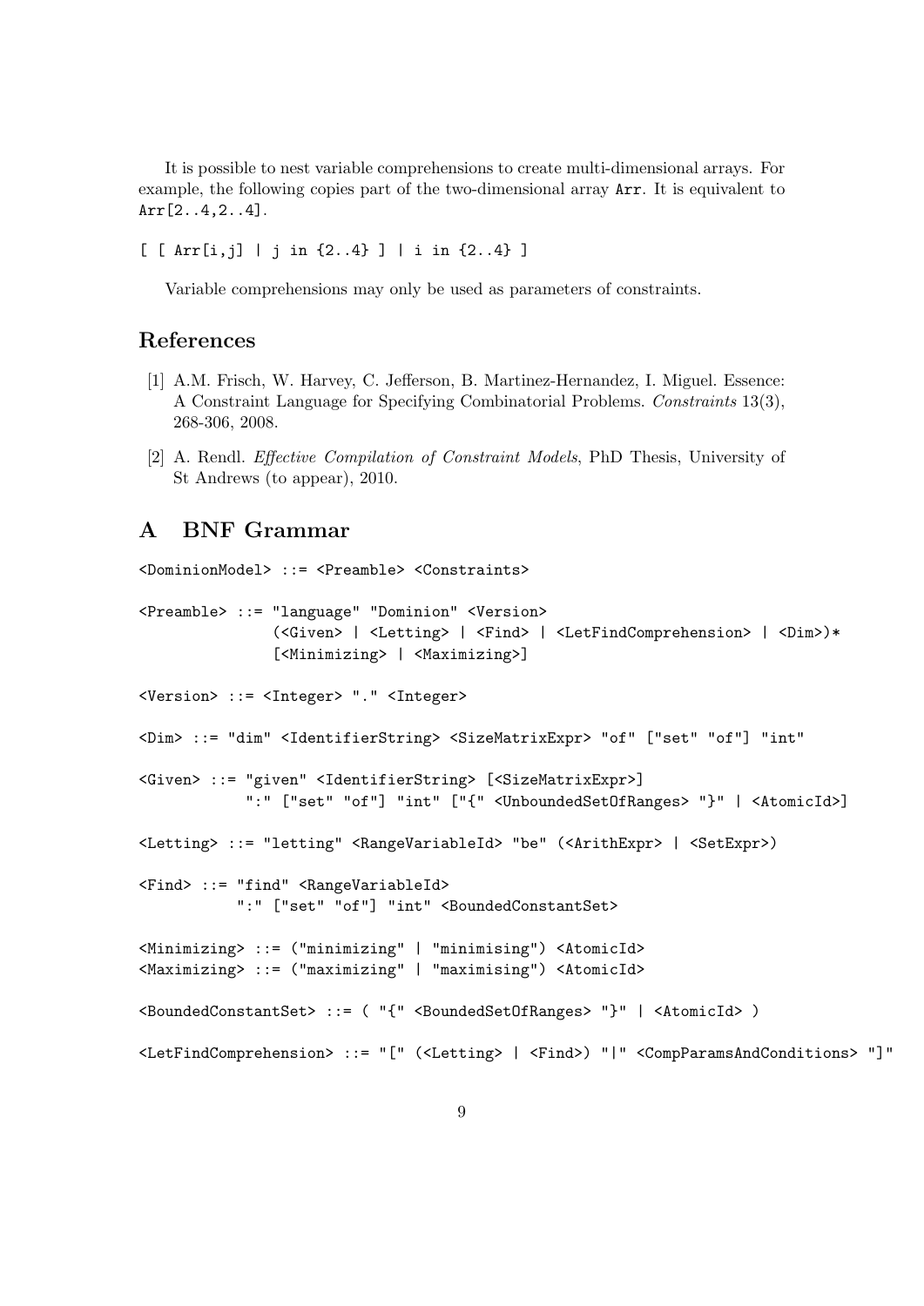It is possible to nest variable comprehensions to create multi-dimensional arrays. For example, the following copies part of the two-dimensional array `Arr`. It is equivalent to `Arr[2..4,2..4]`.

```
[ [ Arr[i,j] | j in {2..4} ] | i in {2..4} ]
```

Variable comprehensions may only be used as parameters of constraints.

## References

[1] A.M. Frisch, W. Harvey, C. Jefferson, B. Martinez-Hernandez, I. Miguel. Essence: A Constraint Language for Specifying Combinatorial Problems. *Constraints* 13(3), 268-306, 2008.

[2] A. Rendl. *Effective Compilation of Constraint Models*, PhD Thesis, University of St Andrews (to appear), 2010.

## A BNF Grammar

```
<DominionModel> ::= <Preamble> <Constraints>

<Preamble> ::= "language" "Dominion" <Version>
               (<Given> | <Letting> | <Find> | <LetFindComprehension> | <Dim>)*
               [<Minimizing> | <Maximizing>]

<Version> ::= <Integer> "." <Integer>

<Dim> ::= "dim" <IdentifierString> <SizeMatrixExpr> "of" ["set" "of"] "int"

<Given> ::= "given" <IdentifierString> [<SizeMatrixExpr>]
            ":" ["set" "of"] "int" ["{" <UnboundedSetOfRanges> "}" | <AtomicId>]

<Letting> ::= "letting" <RangeVariableId> "be" (<ArithExpr> | <SetExpr>)

<Find> ::= "find" <RangeVariableId>
           ":" ["set" "of"] "int" <BoundedConstantSet>

<Minimizing> ::= ("minimizing" | "minimising") <AtomicId>
<Maximizing> ::= ("maximizing" | "maximising") <AtomicId>

<BoundedConstantSet> ::= ( "{" <BoundedSetOfRanges> "}" | <AtomicId> )

<LetFindComprehension> ::= "[" (<Letting> | <Find>) "|" <CompParamsAndConditions> "]"
```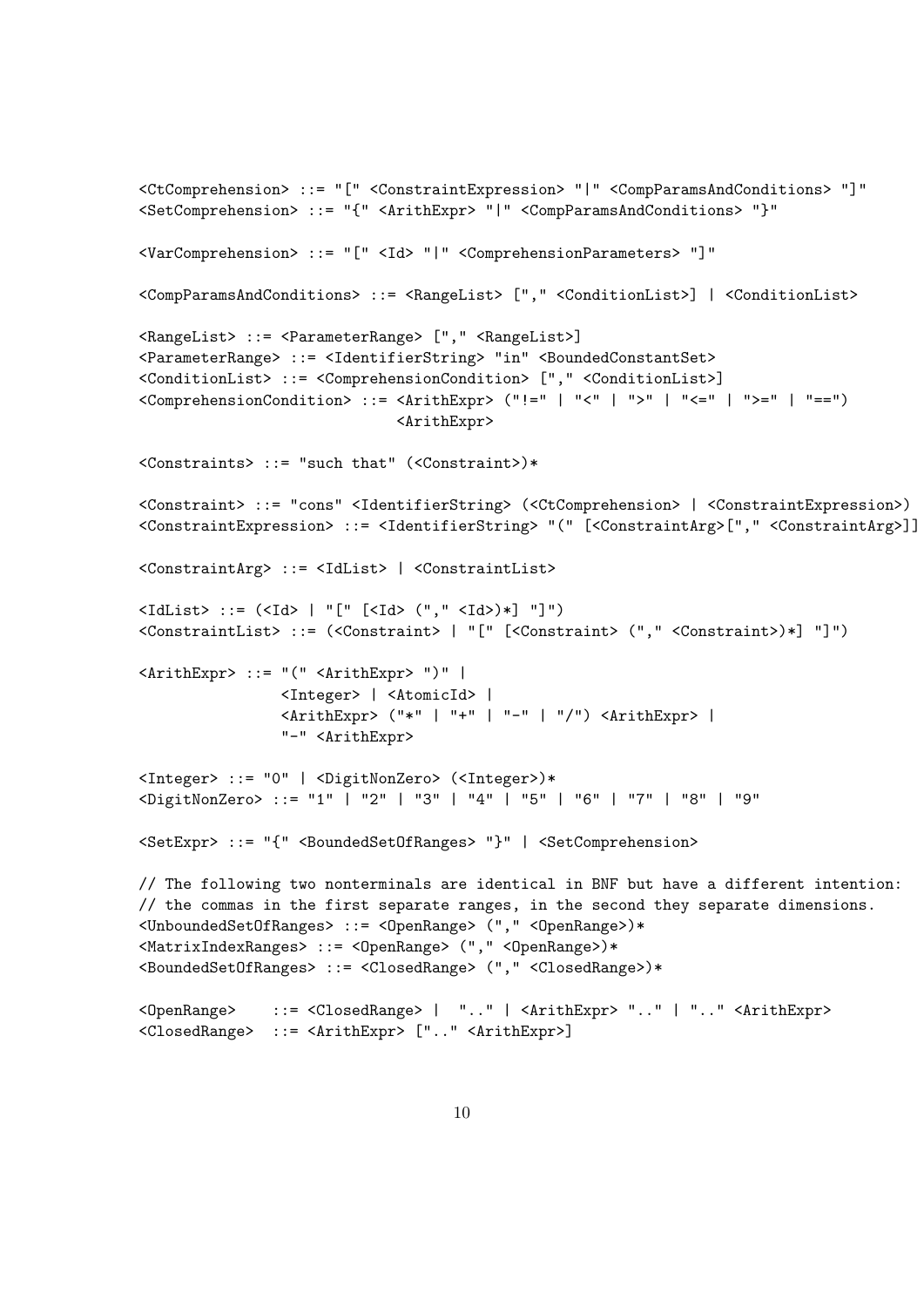```
<CtComprehension> ::= "[" <ConstraintExpression> "|" <CompParamsAndConditions> "]"
<SetComprehension> ::= "{" <ArithExpr> "|" <CompParamsAndConditions> "}"

<VarComprehension> ::= "[" <Id> "|" <ComprehensionParameters> "]"

<CompParamsAndConditions> ::= <RangeList> ["," <ConditionList>] | <ConditionList>

<RangeList> ::= <ParameterRange> ["," <RangeList>]
<ParameterRange> ::= <IdentifierString> "in" <BoundedConstantSet>
<ConditionList> ::= <ComprehensionCondition> ["," <ConditionList>]
<ComprehensionCondition> ::= <ArithExpr> ("!=" | "<" | ">" | "<=" | ">=" | "==")
                             <ArithExpr>

<Constraints> ::= "such that" (<Constraint>)*

<Constraint> ::= "cons" <IdentifierString> (<CtComprehension> | <ConstraintExpression>)
<ConstraintExpression> ::= <IdentifierString> "(" [<ConstraintArg>["," <ConstraintArg>]]

<ConstraintArg> ::= <IdList> | <ConstraintList>

<IdList> ::= (<Id> | "[" [<Id> ("," <Id>)*] "]")
<ConstraintList> ::= (<Constraint> | "[" [<Constraint> ("," <Constraint>)*] "]")

<ArithExpr> ::= "(" <ArithExpr> ")" |
                <Integer> | <AtomicId> |
                <ArithExpr> ("*" | "+" | "-" | "/") <ArithExpr> |
                "-" <ArithExpr>

<Integer> ::= "0" | <DigitNonZero> (<Integer>)*
<DigitNonZero> ::= "1" | "2" | "3" | "4" | "5" | "6" | "7" | "8" | "9"

<SetExpr> ::= "{" <BoundedSetOfRanges> "}" | <SetComprehension>

// The following two nonterminals are identical in BNF but have a different intention:
// the commas in the first separate ranges, in the second they separate dimensions.
<UnboundedSetOfRanges> ::= <OpenRange> ("," <OpenRange>)*
<MatrixIndexRanges> ::= <OpenRange> ("," <OpenRange>)*
<BoundedSetOfRanges> ::= <ClosedRange> ("," <ClosedRange>)*

<OpenRange>    ::= <ClosedRange> |  ".." | <ArithExpr> ".." | ".." <ArithExpr>
<ClosedRange>  ::= <ArithExpr> [".." <ArithExpr>]
```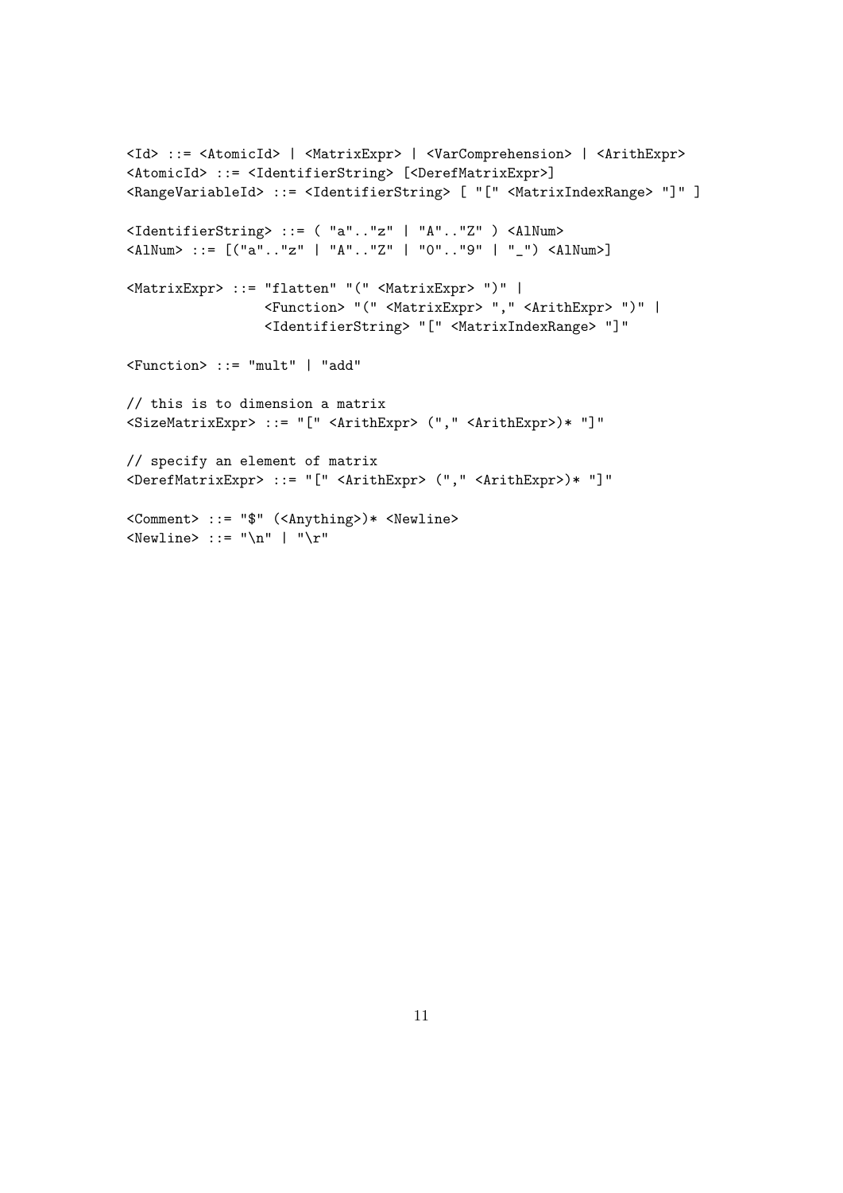```
<Id> ::= <AtomicId> | <MatrixExpr> | <VarComprehension> | <ArithExpr>
<AtomicId> ::= <IdentifierString> [<DerefMatrixExpr>]
<RangeVariableId> ::= <IdentifierString> [ "[" <MatrixIndexRange> "]" ]

<IdentifierString> ::= ( "a".."z" | "A".."Z" ) <AlNum>
<AlNum> ::= [("a".."z" | "A".."Z" | "0".."9" | "_") <AlNum>]

<MatrixExpr> ::= "flatten" "(" <MatrixExpr> ")" |
                 <Function> "(" <MatrixExpr> "," <ArithExpr> ")" |
                 <IdentifierString> "[" <MatrixIndexRange> "]"

<Function> ::= "mult" | "add"

// this is to dimension a matrix
<SizeMatrixExpr> ::= "[" <ArithExpr> ("," <ArithExpr>)* "]"

// specify an element of matrix
<DerefMatrixExpr> ::= "[" <ArithExpr> ("," <ArithExpr>)* "]"

<Comment> ::= "$" (<Anything>)* <Newline>
<Newline> ::= "\n" | "\r"
```